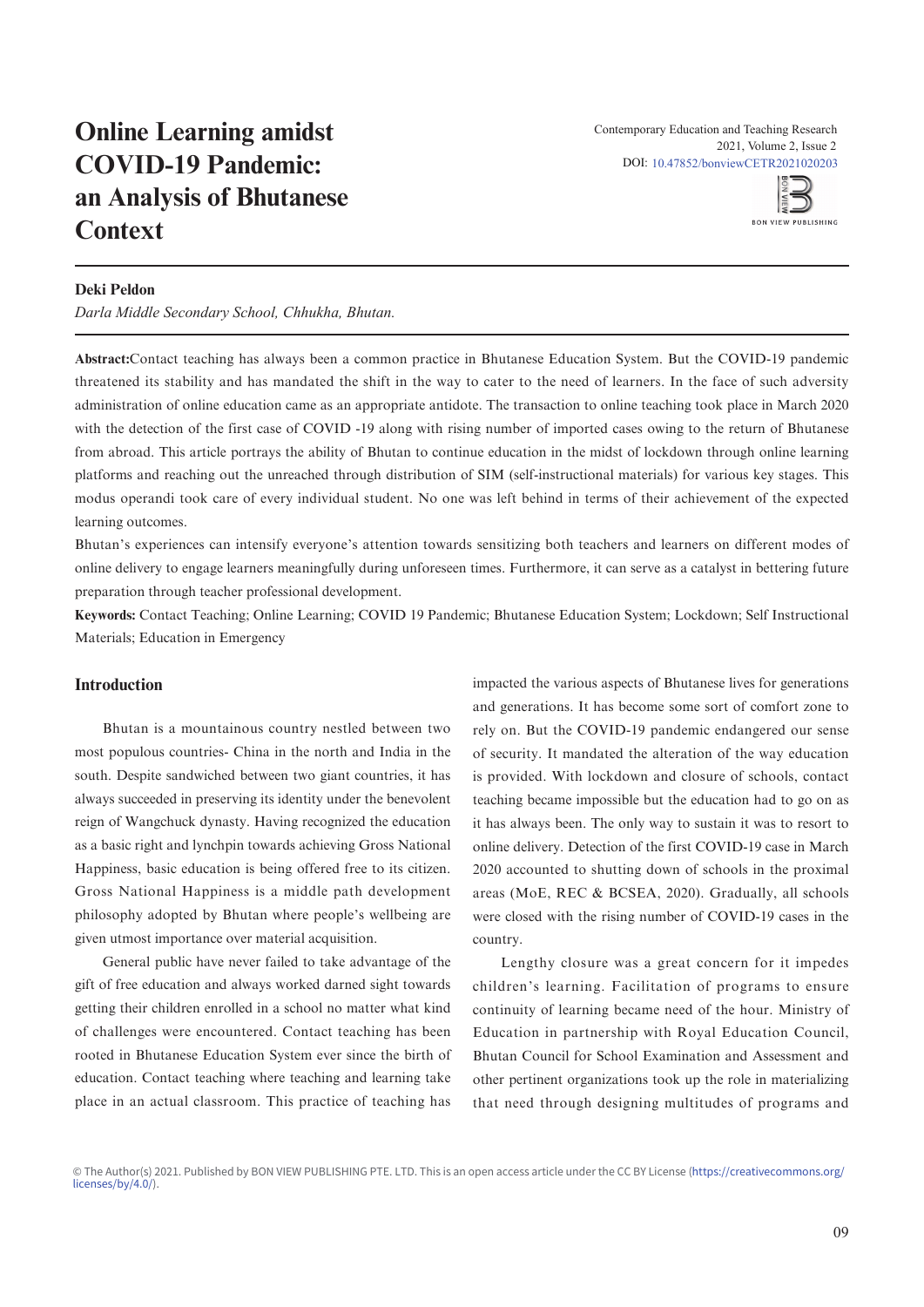# Online Learning amidst COVID-19 Pandemic: an Analysis of Bhutanese Context

Contemporary Education and Teaching Research
2021, Volume 2, Issue 2
DOI: 10.47852/bonviewCETR2021020203

**Deki Peldon**

*Darla Middle Secondary School, Chhukha, Bhutan.*

**Abstract:**Contact teaching has always been a common practice in Bhutanese Education System. But the COVID-19 pandemic threatened its stability and has mandated the shift in the way to cater to the need of learners. In the face of such adversity administration of online education came as an appropriate antidote. The transaction to online teaching took place in March 2020 with the detection of the first case of COVID -19 along with rising number of imported cases owing to the return of Bhutanese from abroad. This article portrays the ability of Bhutan to continue education in the midst of lockdown through online learning platforms and reaching out the unreached through distribution of SIM (self-instructional materials) for various key stages. This modus operandi took care of every individual student. No one was left behind in terms of their achievement of the expected learning outcomes.

Bhutan's experiences can intensify everyone's attention towards sensitizing both teachers and learners on different modes of online delivery to engage learners meaningfully during unforeseen times. Furthermore, it can serve as a catalyst in bettering future preparation through teacher professional development.

**Keywords:** Contact Teaching; Online Learning; COVID 19 Pandemic; Bhutanese Education System; Lockdown; Self Instructional Materials; Education in Emergency

## Introduction

Bhutan is a mountainous country nestled between two most populous countries- China in the north and India in the south. Despite sandwiched between two giant countries, it has always succeeded in preserving its identity under the benevolent reign of Wangchuck dynasty. Having recognized the education as a basic right and lynchpin towards achieving Gross National Happiness, basic education is being offered free to its citizen. Gross National Happiness is a middle path development philosophy adopted by Bhutan where people's wellbeing are given utmost importance over material acquisition.

General public have never failed to take advantage of the gift of free education and always worked darned sight towards getting their children enrolled in a school no matter what kind of challenges were encountered. Contact teaching has been rooted in Bhutanese Education System ever since the birth of education. Contact teaching where teaching and learning take place in an actual classroom. This practice of teaching has impacted the various aspects of Bhutanese lives for generations and generations. It has become some sort of comfort zone to rely on. But the COVID-19 pandemic endangered our sense of security. It mandated the alteration of the way education is provided. With lockdown and closure of schools, contact teaching became impossible but the education had to go on as it has always been. The only way to sustain it was to resort to online delivery. Detection of the first COVID-19 case in March 2020 accounted to shutting down of schools in the proximal areas (MoE, REC & BCSEA, 2020). Gradually, all schools were closed with the rising number of COVID-19 cases in the country.

Lengthy closure was a great concern for it impedes children's learning. Facilitation of programs to ensure continuity of learning became need of the hour. Ministry of Education in partnership with Royal Education Council, Bhutan Council for School Examination and Assessment and other pertinent organizations took up the role in materializing that need through designing multitudes of programs and

© The Author(s) 2021. Published by BON VIEW PUBLISHING PTE. LTD. This is an open access article under the CC BY License (https://creativecommons.org/licenses/by/4.0/).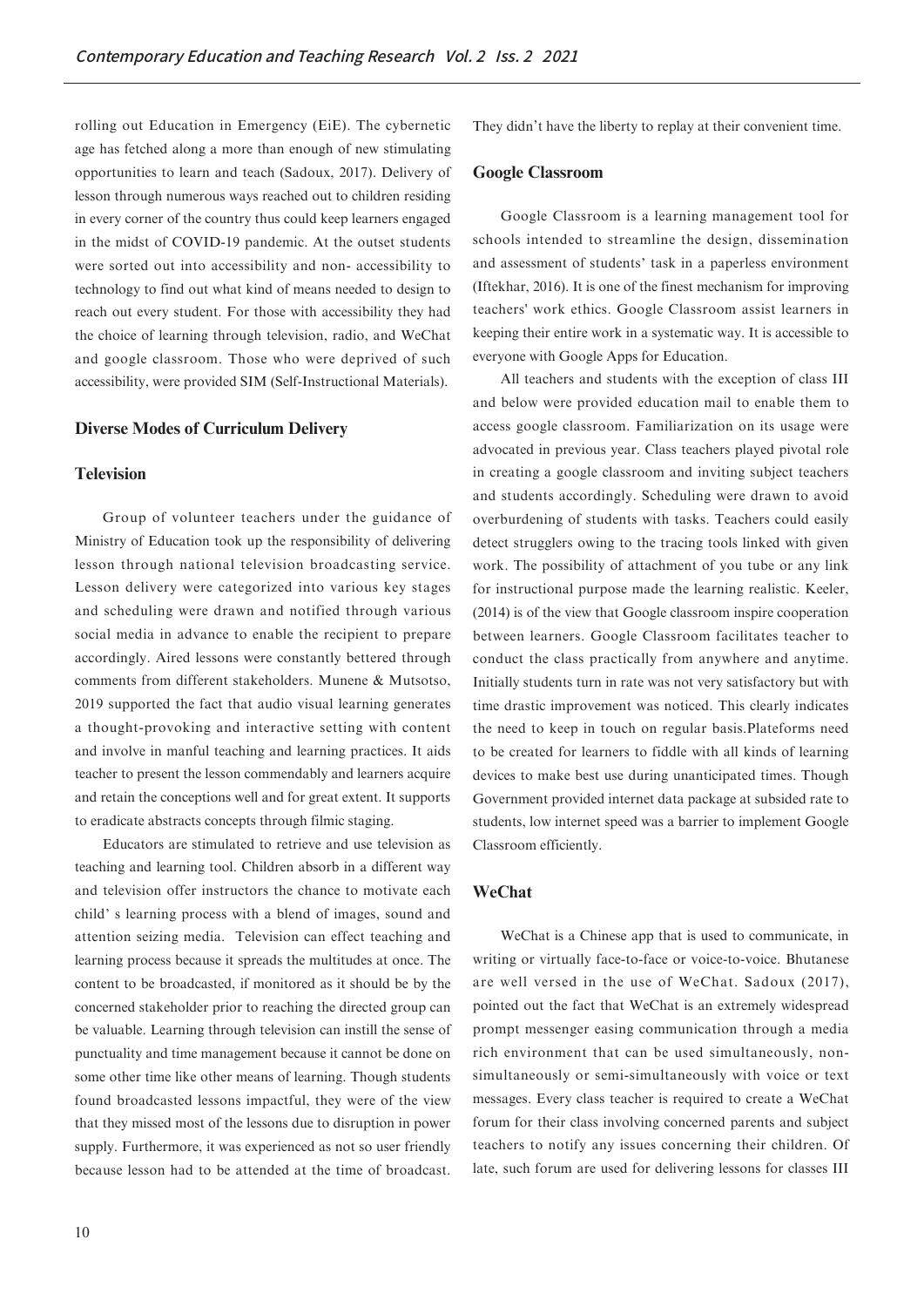rolling out Education in Emergency (EiE). The cybernetic age has fetched along a more than enough of new stimulating opportunities to learn and teach (Sadoux, 2017). Delivery of lesson through numerous ways reached out to children residing in every corner of the country thus could keep learners engaged in the midst of COVID-19 pandemic. At the outset students were sorted out into accessibility and non- accessibility to technology to find out what kind of means needed to design to reach out every student. For those with accessibility they had the choice of learning through television, radio, and WeChat and google classroom. Those who were deprived of such accessibility, were provided SIM (Self-Instructional Materials).

## Diverse Modes of Curriculum Delivery

### Television

Group of volunteer teachers under the guidance of Ministry of Education took up the responsibility of delivering lesson through national television broadcasting service. Lesson delivery were categorized into various key stages and scheduling were drawn and notified through various social media in advance to enable the recipient to prepare accordingly. Aired lessons were constantly bettered through comments from different stakeholders. Munene & Mutsotso, 2019 supported the fact that audio visual learning generates a thought-provoking and interactive setting with content and involve in manful teaching and learning practices. It aids teacher to present the lesson commendably and learners acquire and retain the conceptions well and for great extent. It supports to eradicate abstracts concepts through filmic staging.

Educators are stimulated to retrieve and use television as teaching and learning tool. Children absorb in a different way and television offer instructors the chance to motivate each child' s learning process with a blend of images, sound and attention seizing media. Television can effect teaching and learning process because it spreads the multitudes at once. The content to be broadcasted, if monitored as it should be by the concerned stakeholder prior to reaching the directed group can be valuable. Learning through television can instill the sense of punctuality and time management because it cannot be done on some other time like other means of learning. Though students found broadcasted lessons impactful, they were of the view that they missed most of the lessons due to disruption in power supply. Furthermore, it was experienced as not so user friendly because lesson had to be attended at the time of broadcast. They didn't have the liberty to replay at their convenient time.

### Google Classroom

Google Classroom is a learning management tool for schools intended to streamline the design, dissemination and assessment of students' task in a paperless environment (Iftekhar, 2016). It is one of the finest mechanism for improving teachers' work ethics. Google Classroom assist learners in keeping their entire work in a systematic way. It is accessible to everyone with Google Apps for Education.

All teachers and students with the exception of class III and below were provided education mail to enable them to access google classroom. Familiarization on its usage were advocated in previous year. Class teachers played pivotal role in creating a google classroom and inviting subject teachers and students accordingly. Scheduling were drawn to avoid overburdening of students with tasks. Teachers could easily detect strugglers owing to the tracing tools linked with given work. The possibility of attachment of you tube or any link for instructional purpose made the learning realistic. Keeler, (2014) is of the view that Google classroom inspire cooperation between learners. Google Classroom facilitates teacher to conduct the class practically from anywhere and anytime. Initially students turn in rate was not very satisfactory but with time drastic improvement was noticed. This clearly indicates the need to keep in touch on regular basis.Plateforms need to be created for learners to fiddle with all kinds of learning devices to make best use during unanticipated times. Though Government provided internet data package at subsided rate to students, low internet speed was a barrier to implement Google Classroom efficiently.

### WeChat

WeChat is a Chinese app that is used to communicate, in writing or virtually face-to-face or voice-to-voice. Bhutanese are well versed in the use of WeChat. Sadoux (2017), pointed out the fact that WeChat is an extremely widespread prompt messenger easing communication through a media rich environment that can be used simultaneously, non-simultaneously or semi-simultaneously with voice or text messages. Every class teacher is required to create a WeChat forum for their class involving concerned parents and subject teachers to notify any issues concerning their children. Of late, such forum are used for delivering lessons for classes III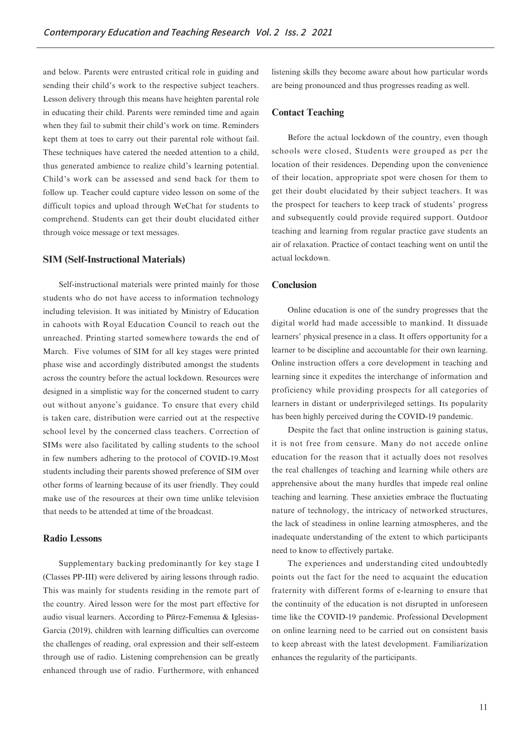and below. Parents were entrusted critical role in guiding and sending their child's work to the respective subject teachers. Lesson delivery through this means have heighten parental role in educating their child. Parents were reminded time and again when they fail to submit their child's work on time. Reminders kept them at toes to carry out their parental role without fail. These techniques have catered the needed attention to a child, thus generated ambience to realize child's learning potential. Child's work can be assessed and send back for them to follow up. Teacher could capture video lesson on some of the difficult topics and upload through WeChat for students to comprehend. Students can get their doubt elucidated either through voice message or text messages.

### SIM (Self-Instructional Materials)

Self-instructional materials were printed mainly for those students who do not have access to information technology including television. It was initiated by Ministry of Education in cahoots with Royal Education Council to reach out the unreached. Printing started somewhere towards the end of March. Five volumes of SIM for all key stages were printed phase wise and accordingly distributed amongst the students across the country before the actual lockdown. Resources were designed in a simplistic way for the concerned student to carry out without anyone's guidance. To ensure that every child is taken care, distribution were carried out at the respective school level by the concerned class teachers. Correction of SIMs were also facilitated by calling students to the school in few numbers adhering to the protocol of COVID-19.Most students including their parents showed preference of SIM over other forms of learning because of its user friendly. They could make use of the resources at their own time unlike television that needs to be attended at time of the broadcast.

### Radio Lessons

Supplementary backing predominantly for key stage I (Classes PP-III) were delivered by airing lessons through radio. This was mainly for students residing in the remote part of the country. Aired lesson were for the most part effective for audio visual learners. According to Pйrez-Femenнa & Iglesias-Garcia (2019), children with learning difficulties can overcome the challenges of reading, oral expression and their self-esteem through use of radio. Listening comprehension can be greatly enhanced through use of radio. Furthermore, with enhanced listening skills they become aware about how particular words are being pronounced and thus progresses reading as well.

### Contact Teaching

Before the actual lockdown of the country, even though schools were closed, Students were grouped as per the location of their residences. Depending upon the convenience of their location, appropriate spot were chosen for them to get their doubt elucidated by their subject teachers. It was the prospect for teachers to keep track of students' progress and subsequently could provide required support. Outdoor teaching and learning from regular practice gave students an air of relaxation. Practice of contact teaching went on until the actual lockdown.

### Conclusion

Online education is one of the sundry progresses that the digital world had made accessible to mankind. It dissuade learners' physical presence in a class. It offers opportunity for a learner to be discipline and accountable for their own learning. Online instruction offers a core development in teaching and learning since it expedites the interchange of information and proficiency while providing prospects for all categories of learners in distant or underprivileged settings. Its popularity has been highly perceived during the COVID-19 pandemic.

Despite the fact that online instruction is gaining status, it is not free from censure. Many do not accede online education for the reason that it actually does not resolves the real challenges of teaching and learning while others are apprehensive about the many hurdles that impede real online teaching and learning. These anxieties embrace the fluctuating nature of technology, the intricacy of networked structures, the lack of steadiness in online learning atmospheres, and the inadequate understanding of the extent to which participants need to know to effectively partake.

The experiences and understanding cited undoubtedly points out the fact for the need to acquaint the education fraternity with different forms of e-learning to ensure that the continuity of the education is not disrupted in unforeseen time like the COVID-19 pandemic. Professional Development on online learning need to be carried out on consistent basis to keep abreast with the latest development. Familiarization enhances the regularity of the participants.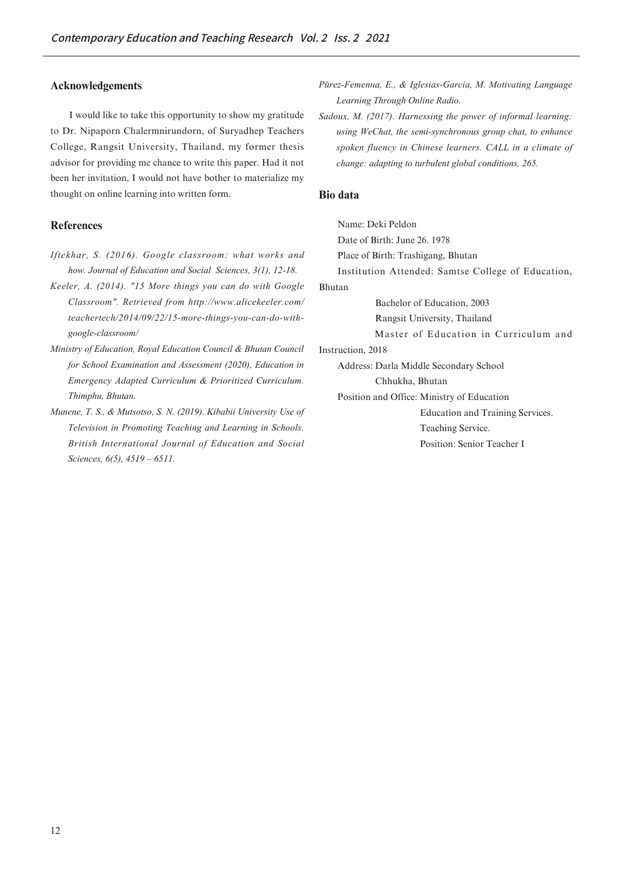## Acknowledgements

I would like to take this opportunity to show my gratitude to Dr. Nipaporn Chalermnirundorn, of Suryadhep Teachers College, Rangsit University, Thailand, my former thesis advisor for providing me chance to write this paper. Had it not been her invitation, I would not have bother to materialize my thought on online learning into written form.

## References

*Iftekhar, S. (2016). Google classroom: what works and how. Journal of Education and Social Sciences, 3(1), 12-18.*

*Keeler, A. (2014). "15 More things you can do with Google Classroom". Retrieved from http://www.alicekeeler.com/teachertech/2014/09/22/15-more-things-you-can-do-with-google-classroom/*

*Ministry of Education, Royal Education Council & Bhutan Council for School Examination and Assessment (2020), Education in Emergency Adapted Curriculum & Prioritized Curriculum. Thimphu, Bhutan.*

*Munene, T. S., & Mutsotso, S. N. (2019). Kibabii University Use of Television in Promoting Teaching and Learning in Schools. British International Journal of Education and Social Sciences, 6(5), 4519 – 6511.*

*Pйrez-Femenна, E., & Iglesias-Garcia, M. Motivating Language Learning Through Online Radio.*

*Sadoux, M. (2017). Harnessing the power of informal learning: using WeChat, the semi-synchronous group chat, to enhance spoken fluency in Chinese learners. CALL in a climate of change: adapting to turbulent global conditions, 265.*

## Bio data

Name: Deki Peldon

Date of Birth: June 26. 1978

Place of Birth: Trashigang, Bhutan

Institution Attended: Samtse College of Education, Bhutan

Bachelor of Education, 2003

Rangsit University, Thailand

Master of Education in Curriculum and Instruction, 2018

Address: Darla Middle Secondary School

Chhukha, Bhutan

Position and Office: Ministry of Education

Education and Training Services.

Teaching Service.

Position: Senior Teacher I